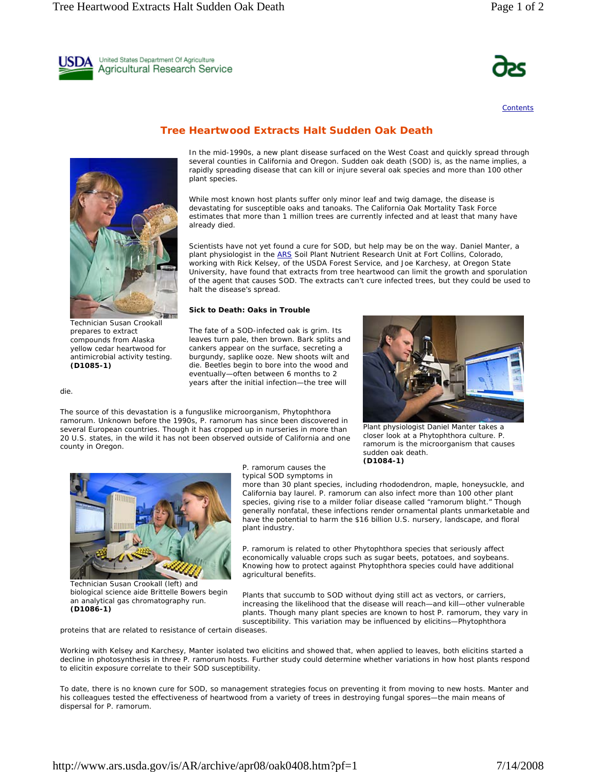USDA United States Department Of Agriculture Agricultural Research Service

Contents

# Tree Heartwood Extracts Halt Sudden Oak Death

In the mid-1990s, a new plant disease surfaced on the West Coast and quickly spread through several counties in California and Oregon. Sudden oak death (SOD) is, as the name implies, a rapidly spreading disease that can kill or injure several oak species and more than 100 other plant species.

While most known host plants suffer only minor leaf and twig damage, the disease is devastating for susceptible oaks and tanoaks. The California Oak Mortality Task Force estimates that more than 1 million trees are currently infected and at least that many have already died.

Scientists have not yet found a cure for SOD, but help may be on the way. Daniel Manter, a plant physiologist in the ARS Soil Plant Nutrient Research Unit at Fort Collins, Colorado, working with Rick Kelsey, of the USDA Forest Service, and Joe Karchesy, at Oregon State University, have found that extracts from tree heartwood can limit the growth and sporulation of the agent that causes SOD. The extracts can't cure infected trees, but they could be used to halt the disease's spread.

Technician Susan Crookall prepares to extract compounds from Alaska yellow cedar heartwood for antimicrobial activity testing. **(D1085-1)**

### Sick to Death: Oaks in Trouble

The fate of a SOD-infected oak is grim. Its leaves turn pale, then brown. Bark splits and cankers appear on the surface, secreting a burgundy, saplike ooze. New shoots wilt and die. Beetles begin to bore into the wood and eventually—often between 6 months to 2 years after the initial infection—the tree will die.

The source of this devastation is a funguslike microorganism, Phytophthora ramorum. Unknown before the 1990s, P. ramorum has since been discovered in several European countries. Though it has cropped up in nurseries in more than 20 U.S. states, in the wild it has not been observed outside of California and one county in Oregon.

Plant physiologist Daniel Manter takes a closer look at a Phytophthora culture. P. ramorum is the microorganism that causes sudden oak death. **(D1084-1)**

P. ramorum causes the typical SOD symptoms in more than 30 plant species, including rhododendron, maple, honeysuckle, and California bay laurel. P. ramorum can also infect more than 100 other plant species, giving rise to a milder foliar disease called "ramorum blight." Though generally nonfatal, these infections render ornamental plants unmarketable and have the potential to harm the $16 billion U.S. nursery, landscape, and floral plant industry.

P. ramorum is related to other Phytophthora species that seriously affect economically valuable crops such as sugar beets, potatoes, and soybeans. Knowing how to protect against Phytophthora species could have additional agricultural benefits.

Technician Susan Crookall (left) and biological science aide Brittelle Bowers begin an analytical gas chromatography run. **(D1086-1)**

Plants that succumb to SOD without dying still act as vectors, or carriers, increasing the likelihood that the disease will reach—and kill—other vulnerable plants. Though many plant species are known to host P. ramorum, they vary in susceptibility. This variation may be influenced by elicitins—Phytophthora proteins that are related to resistance of certain diseases.

Working with Kelsey and Karchesy, Manter isolated two elicitins and showed that, when applied to leaves, both elicitins started a decline in photosynthesis in three P. ramorum hosts. Further study could determine whether variations in how host plants respond to elicitin exposure correlate to their SOD susceptibility.

To date, there is no known cure for SOD, so management strategies focus on preventing it from moving to new hosts. Manter and his colleagues tested the effectiveness of heartwood from a variety of trees in destroying fungal spores—the main means of dispersal for P. ramorum.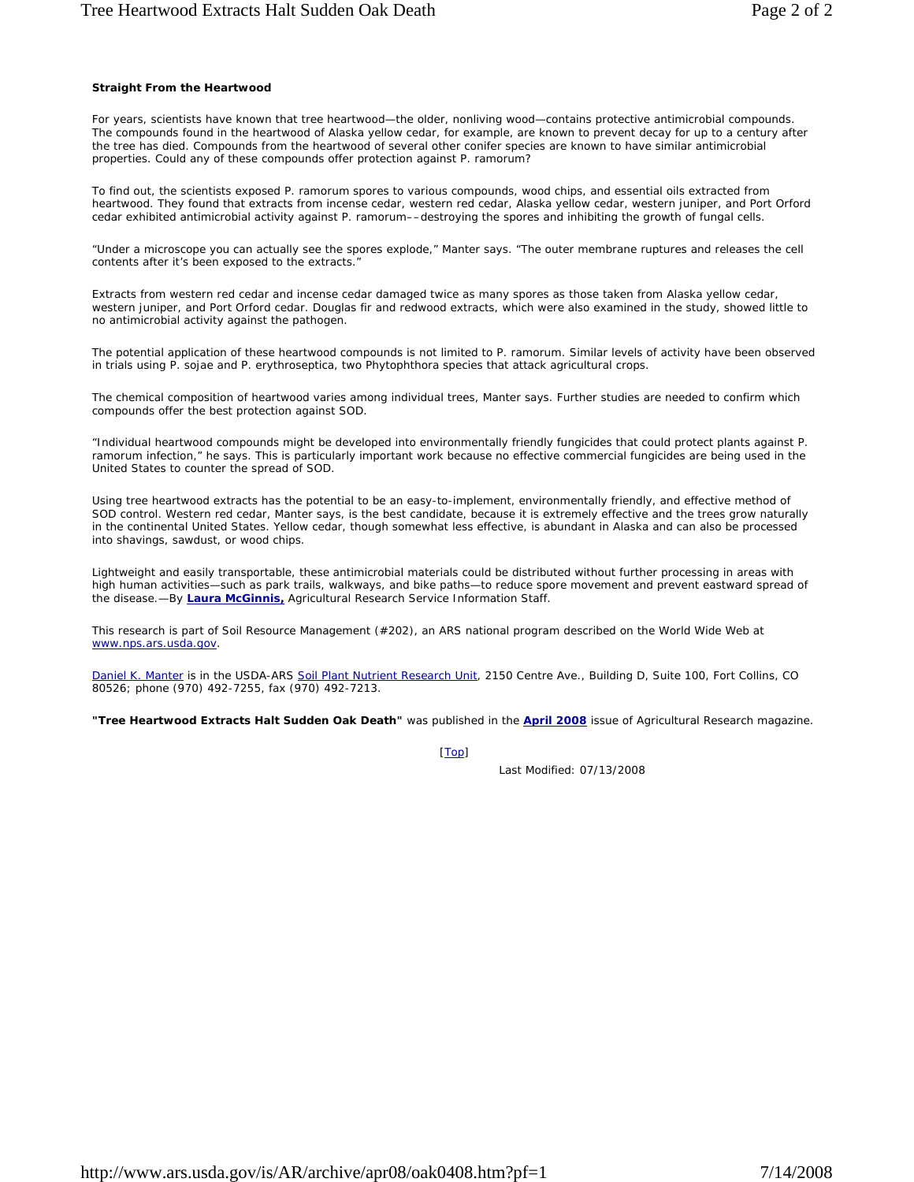**Straight From the Heartwood**

For years, scientists have known that tree heartwood—the older, nonliving wood—contains protective antimicrobial compounds. The compounds found in the heartwood of Alaska yellow cedar, for example, are known to prevent decay for up to a century after the tree has died. Compounds from the heartwood of several other conifer species are known to have similar antimicrobial properties. Could any of these compounds offer protection against *P. ramorum*?

To find out, the scientists exposed *P. ramorum* spores to various compounds, wood chips, and essential oils extracted from heartwood. They found that extracts from incense cedar, western red cedar, Alaska yellow cedar, western juniper, and Port Orford cedar exhibited antimicrobial activity against *P. ramorum*––destroying the spores and inhibiting the growth of fungal cells.

"Under a microscope you can actually see the spores explode," Manter says. "The outer membrane ruptures and releases the cell contents after it's been exposed to the extracts."

Extracts from western red cedar and incense cedar damaged twice as many spores as those taken from Alaska yellow cedar, western juniper, and Port Orford cedar. Douglas fir and redwood extracts, which were also examined in the study, showed little to no antimicrobial activity against the pathogen.

The potential application of these heartwood compounds is not limited to *P. ramorum*. Similar levels of activity have been observed in trials using *P. sojae* and *P. erythroseptica*, two *Phytophthora* species that attack agricultural crops.

The chemical composition of heartwood varies among individual trees, Manter says. Further studies are needed to confirm which compounds offer the best protection against SOD.

"Individual heartwood compounds might be developed into environmentally friendly fungicides that could protect plants against *P. ramorum* infection," he says. This is particularly important work because no effective commercial fungicides are being used in the United States to counter the spread of SOD.

Using tree heartwood extracts has the potential to be an easy-to-implement, environmentally friendly, and effective method of SOD control. Western red cedar, Manter says, is the best candidate, because it is extremely effective and the trees grow naturally in the continental United States. Yellow cedar, though somewhat less effective, is abundant in Alaska and can also be processed into shavings, sawdust, or wood chips.

Lightweight and easily transportable, these antimicrobial materials could be distributed without further processing in areas with high human activities—such as park trails, walkways, and bike paths—to reduce spore movement and prevent eastward spread of the disease.—By **Laura McGinnis,** Agricultural Research Service Information Staff.

This research is part of Soil Resource Management (#202), an ARS national program described on the World Wide Web at www.nps.ars.usda.gov.

Daniel K. Manter is in the USDA-ARS Soil Plant Nutrient Research Unit, 2150 Centre Ave., Building D, Suite 100, Fort Collins, CO 80526; phone (970) 492-7255, fax (970) 492-7213.

**"Tree Heartwood Extracts Halt Sudden Oak Death"** was published in the **April 2008** issue of Agricultural Research magazine.

[Top]

Last Modified: 07/13/2008